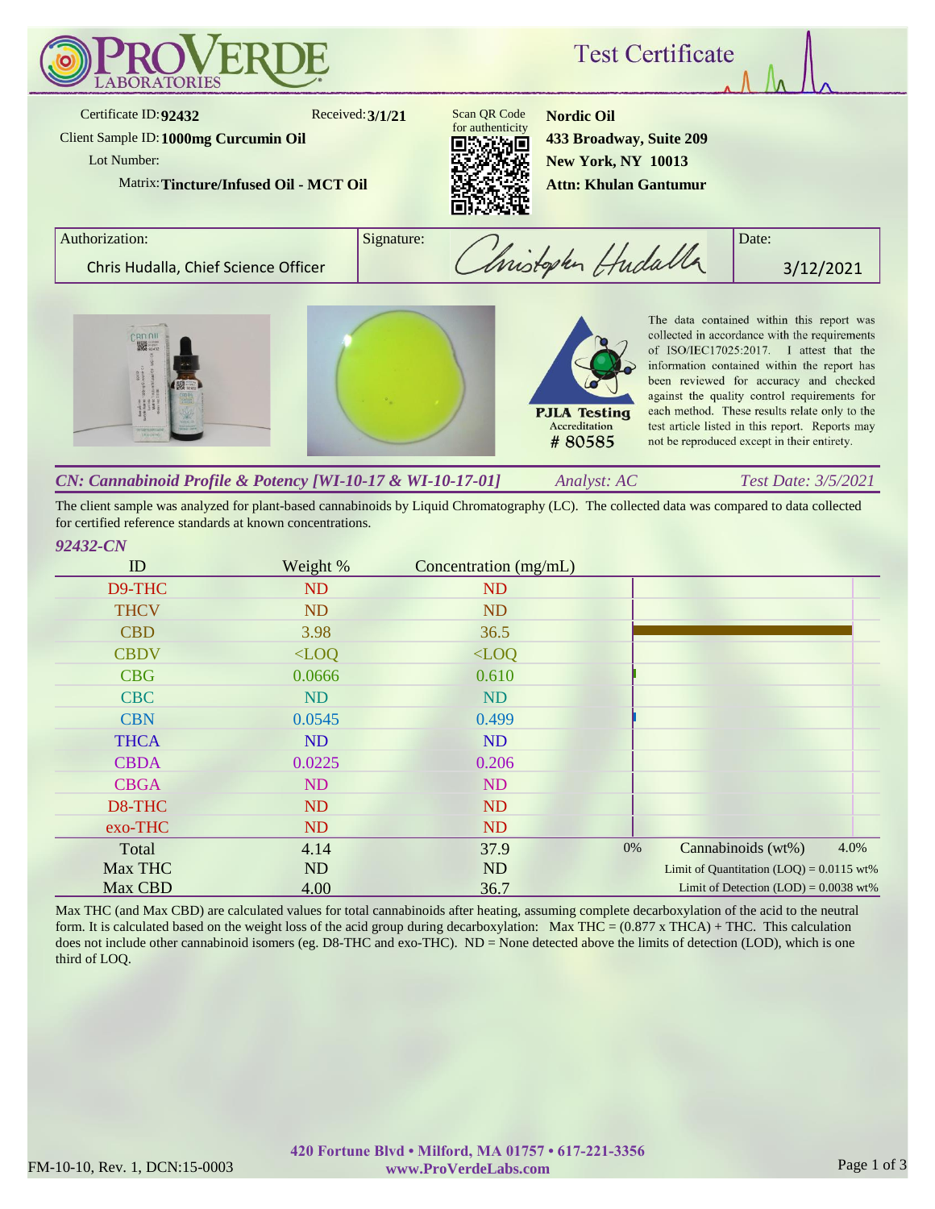# ProVerde Laboratories — Test Certificate

Certificate ID: **92432**  
Received: **3/1/21**  
Client Sample ID: **1000mg Curcumin Oil**  
Lot Number:  
Matrix: **Tincture/Infused Oil - MCT Oil**

Scan QR Code for authenticity

**Nordic Oil**  
**433 Broadway, Suite 209**  
**New York, NY 10013**  
**Attn: Khulan Gantumur**

| Authorization: | Signature: | Date: |
|---|---|---|
| Chris Hudalla, Chief Science Officer | Christopher Hudalla | 3/12/2021 |

PJLA Testing Accreditation # 80585

The data contained within this report was collected in accordance with the requirements of ISO/IEC17025:2017. I attest that the information contained within the report has been reviewed for accuracy and checked against the quality control requirements for each method. These results relate only to the test article listed in this report. Reports may not be reproduced except in their entirety.

## *CN: Cannabinoid Profile & Potency [WI-10-17 & WI-10-17-01]* — *Analyst: AC* — *Test Date: 3/5/2021*

The client sample was analyzed for plant-based cannabinoids by Liquid Chromatography (LC). The collected data was compared to data collected for certified reference standards at known concentrations.

*92432-CN*

| ID | Weight % | Concentration (mg/mL) |
|---|---|---|
| D9-THC | ND | ND |
| THCV | ND | ND |
| CBD | 3.98 | 36.5 |
| CBDV | <LOQ | <LOQ |
| CBG | 0.0666 | 0.610 |
| CBC | ND | ND |
| CBN | 0.0545 | 0.499 |
| THCA | ND | ND |
| CBDA | 0.0225 | 0.206 |
| CBGA | ND | ND |
| D8-THC | ND | ND |
| exo-THC | ND | ND |
| Total | 4.14 | 37.9 |
| Max THC | ND | ND |
| Max CBD | 4.00 | 36.7 |

Cannabinoids (wt%): 0% – 4.0%  
Limit of Quantitation (LOQ) = 0.0115 wt%  
Limit of Detection (LOD) = 0.0038 wt%

Max THC (and Max CBD) are calculated values for total cannabinoids after heating, assuming complete decarboxylation of the acid to the neutral form. It is calculated based on the weight loss of the acid group during decarboxylation: Max THC = (0.877 x THCA) + THC. This calculation does not include other cannabinoid isomers (eg. D8-THC and exo-THC). ND = None detected above the limits of detection (LOD), which is one third of LOQ.

FM-10-10, Rev. 1, DCN:15-0003

**420 Fortune Blvd • Milford, MA 01757 • 617-221-3356**  
**www.ProVerdeLabs.com**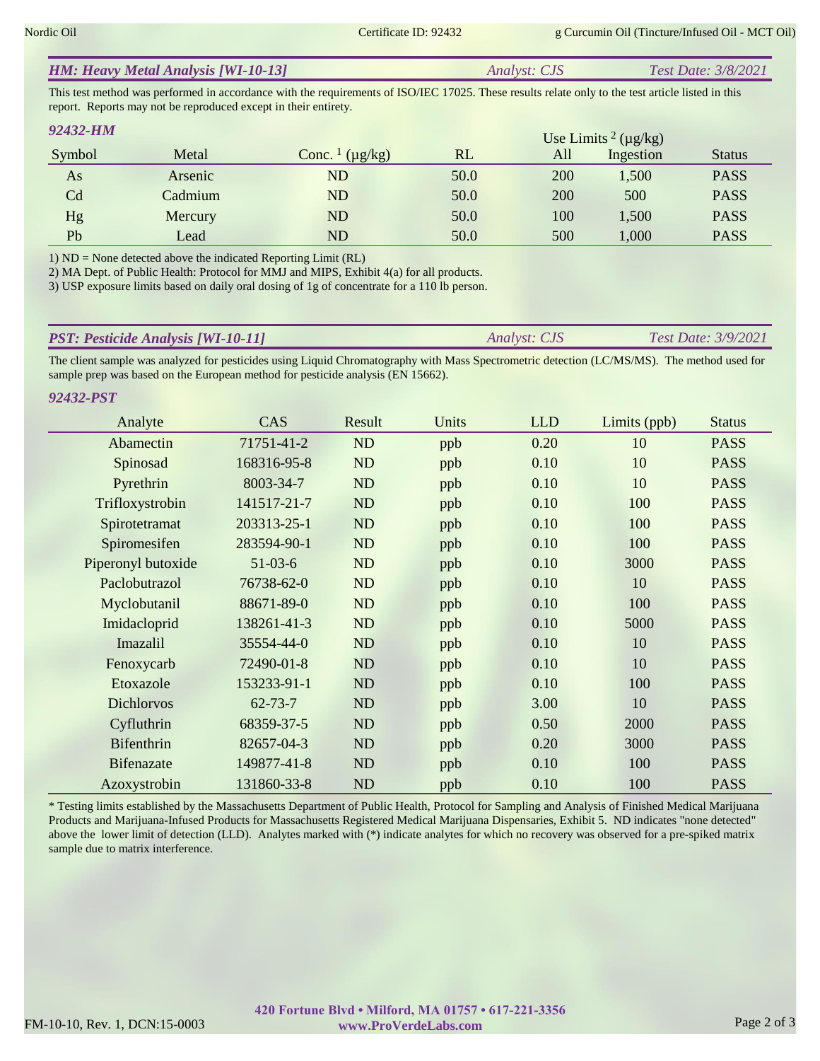## *HM: Heavy Metal Analysis [WI-10-13]* *Analyst: CJS* *Test Date: 3/8/2021*

This test method was performed in accordance with the requirements of ISO/IEC 17025. These results relate only to the test article listed in this report. Reports may not be reproduced except in their entirety.

### *92432-HM*

| Symbol | Metal | Conc. [1] (µg/kg) | RL | Use Limits [2] (µg/kg) All | Use Limits [2] (µg/kg) Ingestion | Status |
|---|---|---|---|---|---|---|
| As | Arsenic | ND | 50.0 | 200 | 1,500 | PASS |
| Cd | Cadmium | ND | 50.0 | 200 | 500 | PASS |
| Hg | Mercury | ND | 50.0 | 100 | 1,500 | PASS |
| Pb | Lead | ND | 50.0 | 500 | 1,000 | PASS |

1) ND = None detected above the indicated Reporting Limit (RL)
2) MA Dept. of Public Health: Protocol for MMJ and MIPS, Exhibit 4(a) for all products.
3) USP exposure limits based on daily oral dosing of 1g of concentrate for a 110 lb person.

## *PST: Pesticide Analysis [WI-10-11]* *Analyst: CJS* *Test Date: 3/9/2021*

The client sample was analyzed for pesticides using Liquid Chromatography with Mass Spectrometric detection (LC/MS/MS). The method used for sample prep was based on the European method for pesticide analysis (EN 15662).

### *92432-PST*

| Analyte | CAS | Result | Units | LLD | Limits (ppb) | Status |
|---|---|---|---|---|---|---|
| Abamectin | 71751-41-2 | ND | ppb | 0.20 | 10 | PASS |
| Spinosad | 168316-95-8 | ND | ppb | 0.10 | 10 | PASS |
| Pyrethrin | 8003-34-7 | ND | ppb | 0.10 | 10 | PASS |
| Trifloxystrobin | 141517-21-7 | ND | ppb | 0.10 | 100 | PASS |
| Spirotetramat | 203313-25-1 | ND | ppb | 0.10 | 100 | PASS |
| Spiromesifen | 283594-90-1 | ND | ppb | 0.10 | 100 | PASS |
| Piperonyl butoxide | 51-03-6 | ND | ppb | 0.10 | 3000 | PASS |
| Paclobutrazol | 76738-62-0 | ND | ppb | 0.10 | 10 | PASS |
| Myclobutanil | 88671-89-0 | ND | ppb | 0.10 | 100 | PASS |
| Imidacloprid | 138261-41-3 | ND | ppb | 0.10 | 5000 | PASS |
| Imazalil | 35554-44-0 | ND | ppb | 0.10 | 10 | PASS |
| Fenoxycarb | 72490-01-8 | ND | ppb | 0.10 | 10 | PASS |
| Etoxazole | 153233-91-1 | ND | ppb | 0.10 | 100 | PASS |
| Dichlorvos | 62-73-7 | ND | ppb | 3.00 | 10 | PASS |
| Cyfluthrin | 68359-37-5 | ND | ppb | 0.50 | 2000 | PASS |
| Bifenthrin | 82657-04-3 | ND | ppb | 0.20 | 3000 | PASS |
| Bifenazate | 149877-41-8 | ND | ppb | 0.10 | 100 | PASS |
| Azoxystrobin | 131860-33-8 | ND | ppb | 0.10 | 100 | PASS |

* Testing limits established by the Massachusetts Department of Public Health, Protocol for Sampling and Analysis of Finished Medical Marijuana Products and Marijuana-Infused Products for Massachusetts Registered Medical Marijuana Dispensaries, Exhibit 5. ND indicates "none detected" above the lower limit of detection (LLD). Analytes marked with (*) indicate analytes for which no recovery was observed for a pre-spiked matrix sample due to matrix interference.

**420 Fortune Blvd • Milford, MA 01757 • 617-221-3356**
**www.ProVerdeLabs.com**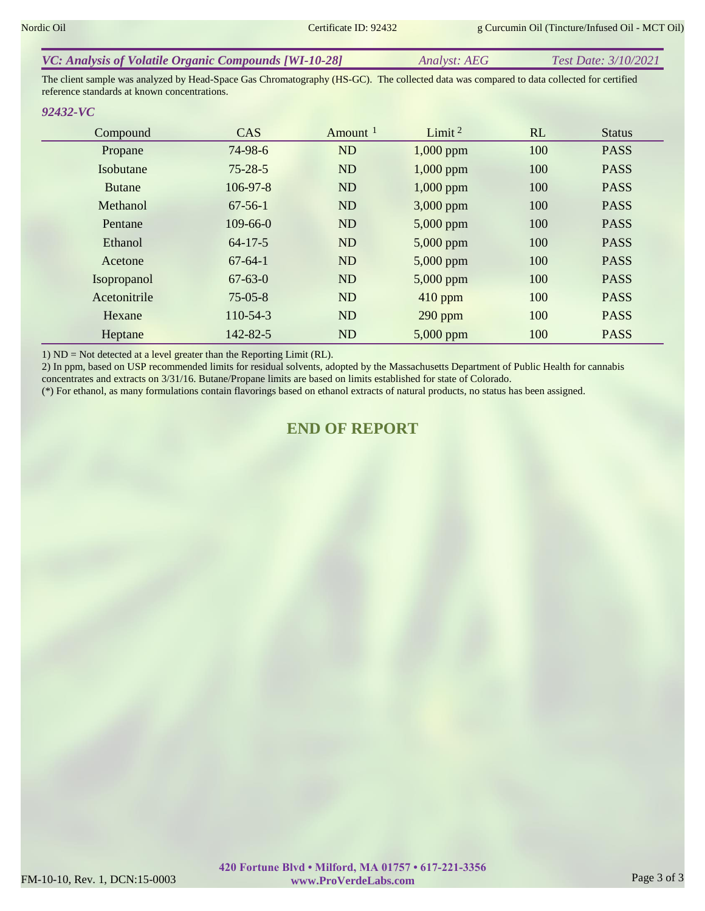## *VC: Analysis of Volatile Organic Compounds [WI-10-28]* *Analyst: AEG* *Test Date: 3/10/2021*

The client sample was analyzed by Head-Space Gas Chromatography (HS-GC). The collected data was compared to data collected for certified reference standards at known concentrations.

### *92432-VC*

| Compound | CAS | Amount [1] | Limit [2] | RL | Status |
|---|---|---|---|---|---|
| Propane | 74-98-6 | ND | 1,000 ppm | 100 | PASS |
| Isobutane | 75-28-5 | ND | 1,000 ppm | 100 | PASS |
| Butane | 106-97-8 | ND | 1,000 ppm | 100 | PASS |
| Methanol | 67-56-1 | ND | 3,000 ppm | 100 | PASS |
| Pentane | 109-66-0 | ND | 5,000 ppm | 100 | PASS |
| Ethanol | 64-17-5 | ND | 5,000 ppm | 100 | PASS |
| Acetone | 67-64-1 | ND | 5,000 ppm | 100 | PASS |
| Isopropanol | 67-63-0 | ND | 5,000 ppm | 100 | PASS |
| Acetonitrile | 75-05-8 | ND | 410 ppm | 100 | PASS |
| Hexane | 110-54-3 | ND | 290 ppm | 100 | PASS |
| Heptane | 142-82-5 | ND | 5,000 ppm | 100 | PASS |

1) ND = Not detected at a level greater than the Reporting Limit (RL).
2) In ppm, based on USP recommended limits for residual solvents, adopted by the Massachusetts Department of Public Health for cannabis concentrates and extracts on 3/31/16. Butane/Propane limits are based on limits established for state of Colorado.
(*) For ethanol, as many formulations contain flavorings based on ethanol extracts of natural products, no status has been assigned.

**END OF REPORT**

**420 Fortune Blvd • Milford, MA 01757 • 617-221-3356**
**www.ProVerdeLabs.com**

FM-10-10, Rev. 1, DCN:15-0003